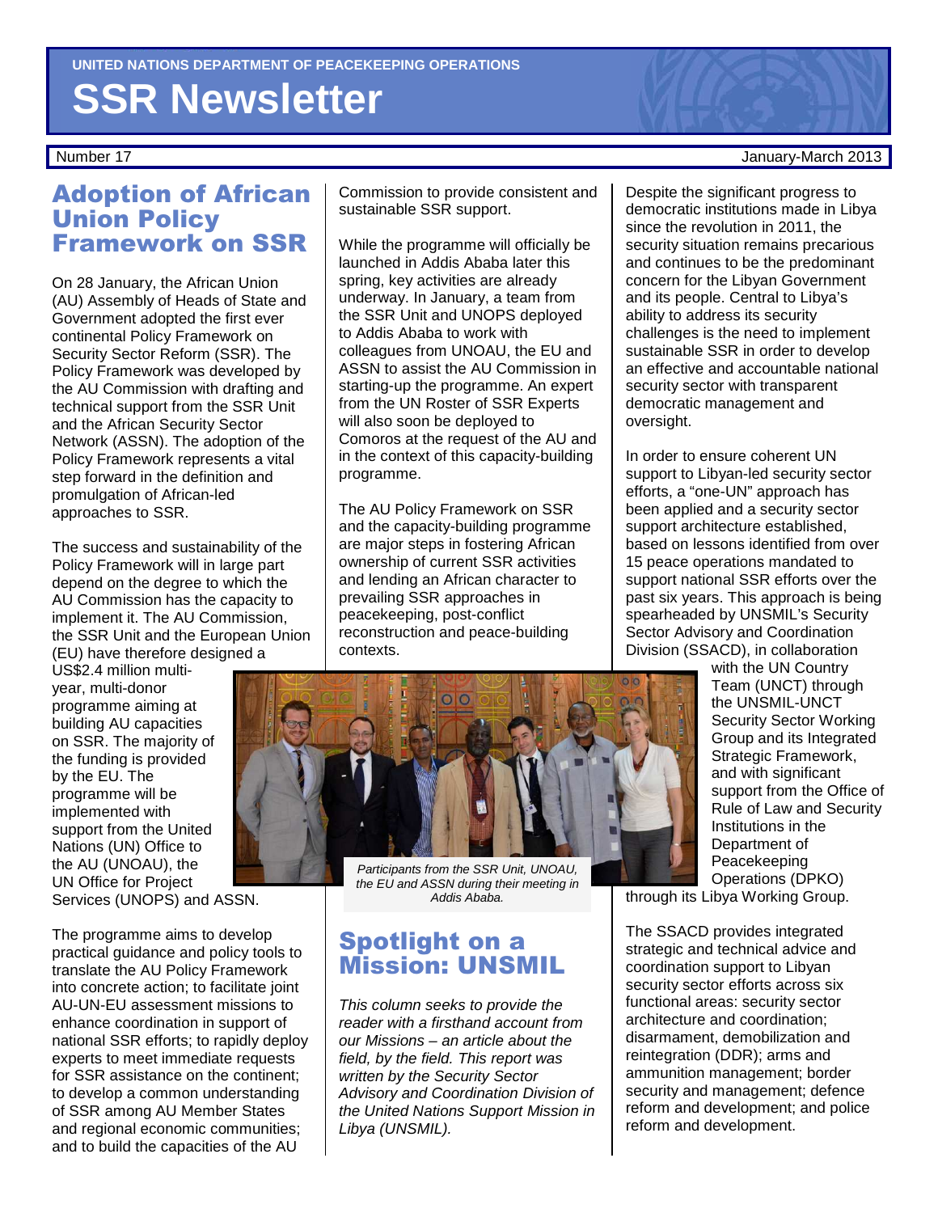UNITED NATIONS DEPARTMENT OF PEACEKEEPING OPERATIONS

# SSR Newsletter

Number 17 — January-March 2013

## Adoption of African Union Policy Framework on SSR

On 28 January, the African Union (AU) Assembly of Heads of State and Government adopted the first ever continental Policy Framework on Security Sector Reform (SSR). The Policy Framework was developed by the AU Commission with drafting and technical support from the SSR Unit and the African Security Sector Network (ASSN). The adoption of the Policy Framework represents a vital step forward in the definition and promulgation of African-led approaches to SSR.

The success and sustainability of the Policy Framework will in large part depend on the degree to which the AU Commission has the capacity to implement it. The AU Commission, the SSR Unit and the European Union (EU) have therefore designed a US$2.4 million multi-year, multi-donor programme aiming at building AU capacities on SSR. The majority of the funding is provided by the EU. The programme will be implemented with support from the United Nations (UN) Office to the AU (UNOAU), the UN Office for Project Services (UNOPS) and ASSN.

The programme aims to develop practical guidance and policy tools to translate the AU Policy Framework into concrete action; to facilitate joint AU-UN-EU assessment missions to enhance coordination in support of national SSR efforts; to rapidly deploy experts to meet immediate requests for SSR assistance on the continent; to develop a common understanding of SSR among AU Member States and regional economic communities; and to build the capacities of the AU Commission to provide consistent and sustainable SSR support.

While the programme will officially be launched in Addis Ababa later this spring, key activities are already underway. In January, a team from the SSR Unit and UNOPS deployed to Addis Ababa to work with colleagues from UNOAU, the EU and ASSN to assist the AU Commission in starting-up the programme. An expert from the UN Roster of SSR Experts will also soon be deployed to Comoros at the request of the AU and in the context of this capacity-building programme.

The AU Policy Framework on SSR and the capacity-building programme are major steps in fostering African ownership of current SSR activities and lending an African character to prevailing SSR approaches in peacekeeping, post-conflict reconstruction and peace-building contexts.

*Participants from the SSR Unit, UNOAU, the EU and ASSN during their meeting in Addis Ababa.*

## Spotlight on a Mission: UNSMIL

*This column seeks to provide the reader with a firsthand account from our Missions – an article about the field, by the field. This report was written by the Security Sector Advisory and Coordination Division of the United Nations Support Mission in Libya (UNSMIL).*

Despite the significant progress to democratic institutions made in Libya since the revolution in 2011, the security situation remains precarious and continues to be the predominant concern for the Libyan Government and its people. Central to Libya's ability to address its security challenges is the need to implement sustainable SSR in order to develop an effective and accountable national security sector with transparent democratic management and oversight.

In order to ensure coherent UN support to Libyan-led security sector efforts, a "one-UN" approach has been applied and a security sector support architecture established, based on lessons identified from over 15 peace operations mandated to support national SSR efforts over the past six years. This approach is being spearheaded by UNSMIL's Security Sector Advisory and Coordination Division (SSACD), in collaboration with the UN Country Team (UNCT) through the UNSMIL-UNCT Security Sector Working Group and its Integrated Strategic Framework, and with significant support from the Office of Rule of Law and Security Institutions in the Department of Peacekeeping Operations (DPKO) through its Libya Working Group.

The SSACD provides integrated strategic and technical advice and coordination support to Libyan security sector efforts across six functional areas: security sector architecture and coordination; disarmament, demobilization and reintegration (DDR); arms and ammunition management; border security and management; defence reform and development; and police reform and development.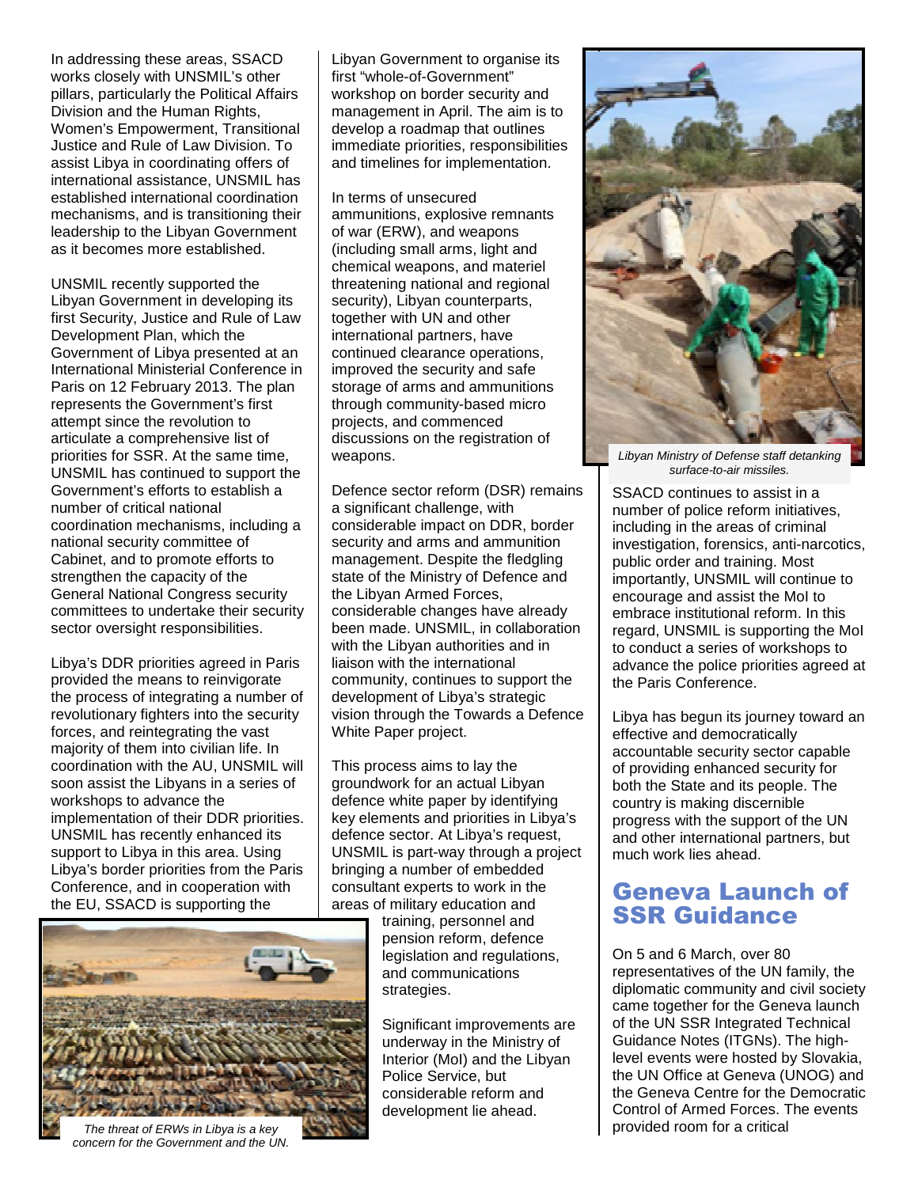In addressing these areas, SSACD works closely with UNSMIL's other pillars, particularly the Political Affairs Division and the Human Rights, Women's Empowerment, Transitional Justice and Rule of Law Division. To assist Libya in coordinating offers of international assistance, UNSMIL has established international coordination mechanisms, and is transitioning their leadership to the Libyan Government as it becomes more established.

UNSMIL recently supported the Libyan Government in developing its first Security, Justice and Rule of Law Development Plan, which the Government of Libya presented at an International Ministerial Conference in Paris on 12 February 2013. The plan represents the Government's first attempt since the revolution to articulate a comprehensive list of priorities for SSR. At the same time, UNSMIL has continued to support the Government's efforts to establish a number of critical national coordination mechanisms, including a national security committee of Cabinet, and to promote efforts to strengthen the capacity of the General National Congress security committees to undertake their security sector oversight responsibilities.

Libya's DDR priorities agreed in Paris provided the means to reinvigorate the process of integrating a number of revolutionary fighters into the security forces, and reintegrating the vast majority of them into civilian life. In coordination with the AU, UNSMIL will soon assist the Libyans in a series of workshops to advance the implementation of their DDR priorities. UNSMIL has recently enhanced its support to Libya in this area. Using Libya's border priorities from the Paris Conference, and in cooperation with the EU, SSACD is supporting the Libyan Government to organise its first "whole-of-Government" workshop on border security and management in April. The aim is to develop a roadmap that outlines immediate priorities, responsibilities and timelines for implementation.

*The threat of ERWs in Libya is a key concern for the Government and the UN.*

In terms of unsecured ammunitions, explosive remnants of war (ERW), and weapons (including small arms, light and chemical weapons, and materiel threatening national and regional security), Libyan counterparts, together with UN and other international partners, have continued clearance operations, improved the security and safe storage of arms and ammunitions through community-based micro projects, and commenced discussions on the registration of weapons.

Defence sector reform (DSR) remains a significant challenge, with considerable impact on DDR, border security and arms and ammunition management. Despite the fledgling state of the Ministry of Defence and the Libyan Armed Forces, considerable changes have already been made. UNSMIL, in collaboration with the Libyan authorities and in liaison with the international community, continues to support the development of Libya's strategic vision through the Towards a Defence White Paper project.

This process aims to lay the groundwork for an actual Libyan defence white paper by identifying key elements and priorities in Libya's defence sector. At Libya's request, UNSMIL is part-way through a project bringing a number of embedded consultant experts to work in the areas of military education and training, personnel and pension reform, defence legislation and regulations, and communications strategies.

Significant improvements are underway in the Ministry of Interior (MoI) and the Libyan Police Service, but considerable reform and development lie ahead.

*Libyan Ministry of Defense staff detanking surface-to-air missiles.*

SSACD continues to assist in a number of police reform initiatives, including in the areas of criminal investigation, forensics, anti-narcotics, public order and training. Most importantly, UNSMIL will continue to encourage and assist the MoI to embrace institutional reform. In this regard, UNSMIL is supporting the MoI to conduct a series of workshops to advance the police priorities agreed at the Paris Conference.

Libya has begun its journey toward an effective and democratically accountable security sector capable of providing enhanced security for both the State and its people. The country is making discernible progress with the support of the UN and other international partners, but much work lies ahead.

## Geneva Launch of SSR Guidance

On 5 and 6 March, over 80 representatives of the UN family, the diplomatic community and civil society came together for the Geneva launch of the UN SSR Integrated Technical Guidance Notes (ITGNs). The high-level events were hosted by Slovakia, the UN Office at Geneva (UNOG) and the Geneva Centre for the Democratic Control of Armed Forces. The events provided room for a critical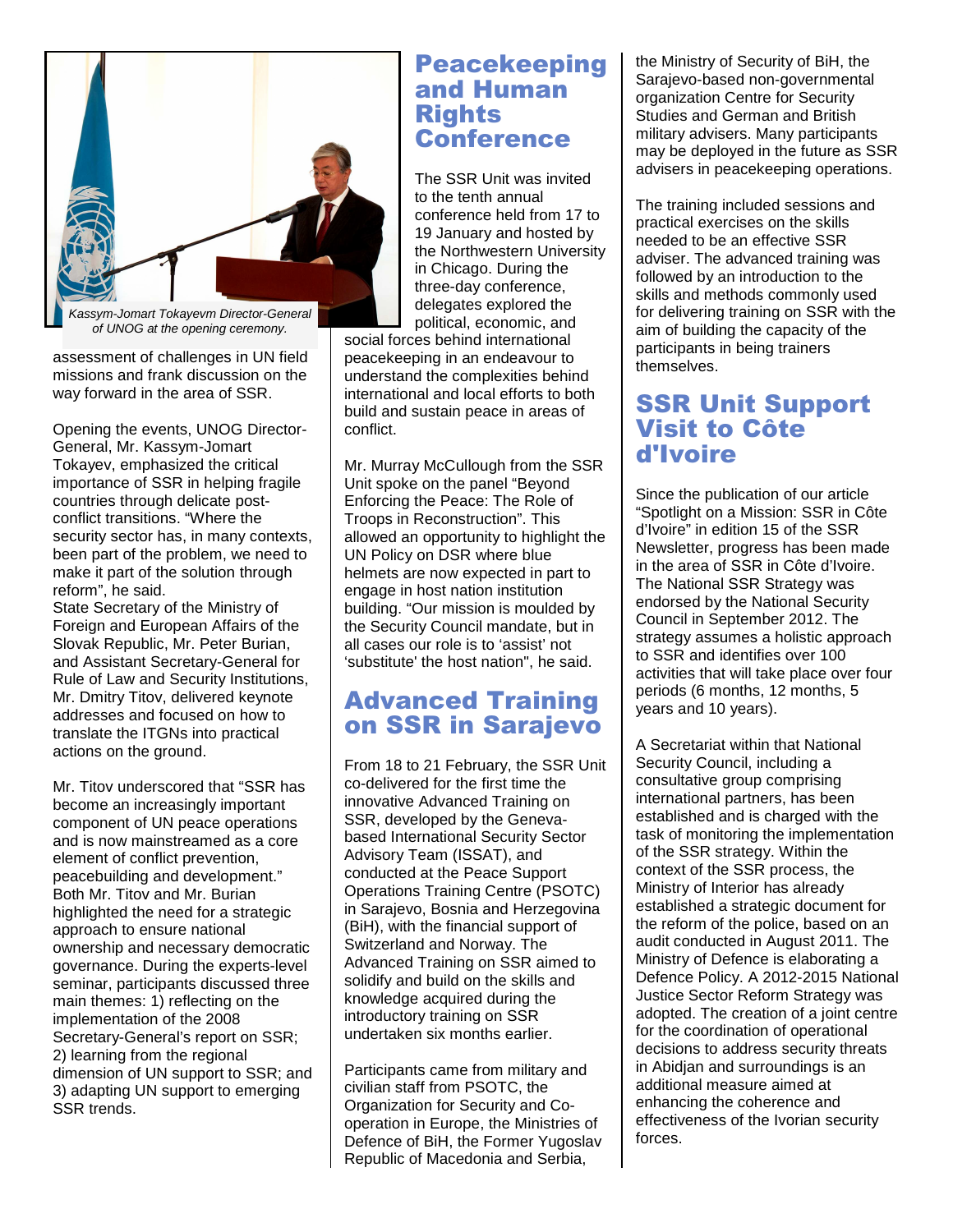*Kassym-Jomart Tokayevm Director-General of UNOG at the opening ceremony.*

assessment of challenges in UN field missions and frank discussion on the way forward in the area of SSR.

Opening the events, UNOG Director-General, Mr. Kassym-Jomart Tokayev, emphasized the critical importance of SSR in helping fragile countries through delicate post-conflict transitions. "Where the security sector has, in many contexts, been part of the problem, we need to make it part of the solution through reform", he said.
State Secretary of the Ministry of Foreign and European Affairs of the Slovak Republic, Mr. Peter Burian, and Assistant Secretary-General for Rule of Law and Security Institutions, Mr. Dmitry Titov, delivered keynote addresses and focused on how to translate the ITGNs into practical actions on the ground.

Mr. Titov underscored that "SSR has become an increasingly important component of UN peace operations and is now mainstreamed as a core element of conflict prevention, peacebuilding and development." Both Mr. Titov and Mr. Burian highlighted the need for a strategic approach to ensure national ownership and necessary democratic governance. During the experts-level seminar, participants discussed three main themes: 1) reflecting on the implementation of the 2008 Secretary-General's report on SSR; 2) learning from the regional dimension of UN support to SSR; and 3) adapting UN support to emerging SSR trends.

## Peacekeeping and Human Rights Conference

The SSR Unit was invited to the tenth annual conference held from 17 to 19 January and hosted by the Northwestern University in Chicago. During the three-day conference, delegates explored the political, economic, and social forces behind international peacekeeping in an endeavour to understand the complexities behind international and local efforts to both build and sustain peace in areas of conflict.

Mr. Murray McCullough from the SSR Unit spoke on the panel "Beyond Enforcing the Peace: The Role of Troops in Reconstruction". This allowed an opportunity to highlight the UN Policy on DSR where blue helmets are now expected in part to engage in host nation institution building. "Our mission is moulded by the Security Council mandate, but in all cases our role is to 'assist' not 'substitute' the host nation", he said.

## Advanced Training on SSR in Sarajevo

From 18 to 21 February, the SSR Unit co-delivered for the first time the innovative Advanced Training on SSR, developed by the Geneva-based International Security Sector Advisory Team (ISSAT), and conducted at the Peace Support Operations Training Centre (PSOTC) in Sarajevo, Bosnia and Herzegovina (BiH), with the financial support of Switzerland and Norway. The Advanced Training on SSR aimed to solidify and build on the skills and knowledge acquired during the introductory training on SSR undertaken six months earlier.

Participants came from military and civilian staff from PSOTC, the Organization for Security and Co-operation in Europe, the Ministries of Defence of BiH, the Former Yugoslav Republic of Macedonia and Serbia, the Ministry of Security of BiH, the Sarajevo-based non-governmental organization Centre for Security Studies and German and British military advisers. Many participants may be deployed in the future as SSR advisers in peacekeeping operations.

The training included sessions and practical exercises on the skills needed to be an effective SSR adviser. The advanced training was followed by an introduction to the skills and methods commonly used for delivering training on SSR with the aim of building the capacity of the participants in being trainers themselves.

## SSR Unit Support Visit to Côte d'Ivoire

Since the publication of our article "Spotlight on a Mission: SSR in Côte d'Ivoire" in edition 15 of the SSR Newsletter, progress has been made in the area of SSR in Côte d'Ivoire. The National SSR Strategy was endorsed by the National Security Council in September 2012. The strategy assumes a holistic approach to SSR and identifies over 100 activities that will take place over four periods (6 months, 12 months, 5 years and 10 years).

A Secretariat within that National Security Council, including a consultative group comprising international partners, has been established and is charged with the task of monitoring the implementation of the SSR strategy. Within the context of the SSR process, the Ministry of Interior has already established a strategic document for the reform of the police, based on an audit conducted in August 2011. The Ministry of Defence is elaborating a Defence Policy. A 2012-2015 National Justice Sector Reform Strategy was adopted. The creation of a joint centre for the coordination of operational decisions to address security threats in Abidjan and surroundings is an additional measure aimed at enhancing the coherence and effectiveness of the Ivorian security forces.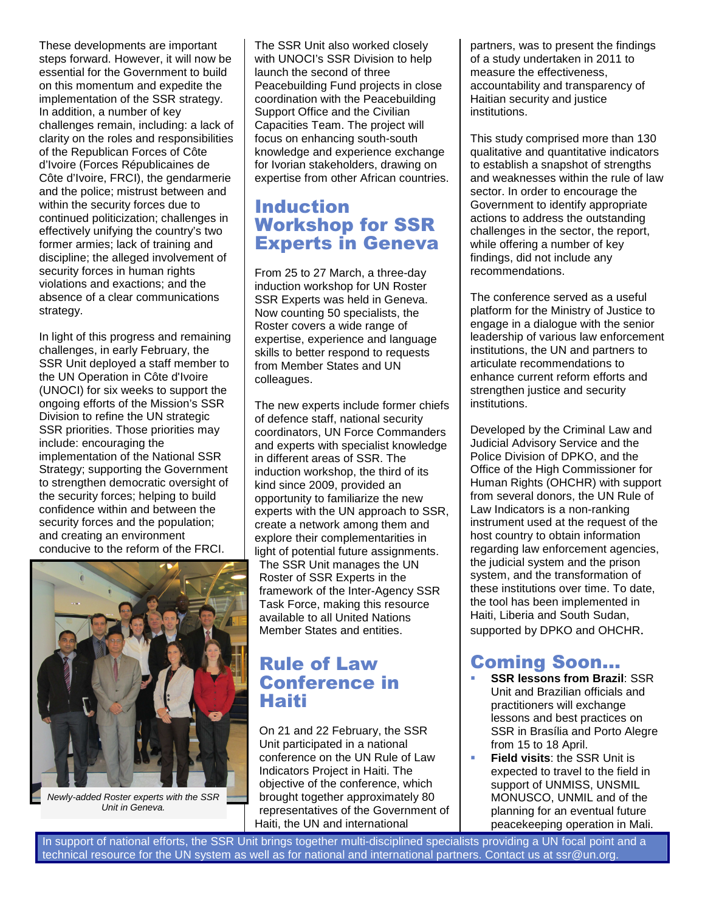These developments are important steps forward. However, it will now be essential for the Government to build on this momentum and expedite the implementation of the SSR strategy. In addition, a number of key challenges remain, including: a lack of clarity on the roles and responsibilities of the Republican Forces of Côte d'Ivoire (Forces Républicaines de Côte d'Ivoire, FRCI), the gendarmerie and the police; mistrust between and within the security forces due to continued politicization; challenges in effectively unifying the country's two former armies; lack of training and discipline; the alleged involvement of security forces in human rights violations and exactions; and the absence of a clear communications strategy.

In light of this progress and remaining challenges, in early February, the SSR Unit deployed a staff member to the UN Operation in Côte d'Ivoire (UNOCI) for six weeks to support the ongoing efforts of the Mission's SSR Division to refine the UN strategic SSR priorities. Those priorities may include: encouraging the implementation of the National SSR Strategy; supporting the Government to strengthen democratic oversight of the security forces; helping to build confidence within and between the security forces and the population; and creating an environment conducive to the reform of the FRCI.

*Newly-added Roster experts with the SSR Unit in Geneva.*

The SSR Unit also worked closely with UNOCI's SSR Division to help launch the second of three Peacebuilding Fund projects in close coordination with the Peacebuilding Support Office and the Civilian Capacities Team. The project will focus on enhancing south-south knowledge and experience exchange for Ivorian stakeholders, drawing on expertise from other African countries.

## Induction Workshop for SSR Experts in Geneva

From 25 to 27 March, a three-day induction workshop for UN Roster SSR Experts was held in Geneva. Now counting 50 specialists, the Roster covers a wide range of expertise, experience and language skills to better respond to requests from Member States and UN colleagues.

The new experts include former chiefs of defence staff, national security coordinators, UN Force Commanders and experts with specialist knowledge in different areas of SSR. The induction workshop, the third of its kind since 2009, provided an opportunity to familiarize the new experts with the UN approach to SSR, create a network among them and explore their complementarities in light of potential future assignments. The SSR Unit manages the UN Roster of SSR Experts in the framework of the Inter-Agency SSR Task Force, making this resource available to all United Nations Member States and entities.

## Rule of Law Conference in Haiti

On 21 and 22 February, the SSR Unit participated in a national conference on the UN Rule of Law Indicators Project in Haiti. The objective of the conference, which brought together approximately 80 representatives of the Government of Haiti, the UN and international partners, was to present the findings of a study undertaken in 2011 to measure the effectiveness, accountability and transparency of Haitian security and justice institutions.

This study comprised more than 130 qualitative and quantitative indicators to establish a snapshot of strengths and weaknesses within the rule of law sector. In order to encourage the Government to identify appropriate actions to address the outstanding challenges in the sector, the report, while offering a number of key findings, did not include any recommendations.

The conference served as a useful platform for the Ministry of Justice to engage in a dialogue with the senior leadership of various law enforcement institutions, the UN and partners to articulate recommendations to enhance current reform efforts and strengthen justice and security institutions.

Developed by the Criminal Law and Judicial Advisory Service and the Police Division of DPKO, and the Office of the High Commissioner for Human Rights (OHCHR) with support from several donors, the UN Rule of Law Indicators is a non-ranking instrument used at the request of the host country to obtain information regarding law enforcement agencies, the judicial system and the prison system, and the transformation of these institutions over time. To date, the tool has been implemented in Haiti, Liberia and South Sudan, supported by DPKO and OHCHR.

## Coming Soon...

- **SSR lessons from Brazil**: SSR Unit and Brazilian officials and practitioners will exchange lessons and best practices on SSR in Brasília and Porto Alegre from 15 to 18 April.
- **Field visits**: the SSR Unit is expected to travel to the field in support of UNMISS, UNSMIL MONUSCO, UNMIL and of the planning for an eventual future peacekeeping operation in Mali.

In support of national efforts, the SSR Unit brings together multi-disciplined specialists providing a UN focal point and a technical resource for the UN system as well as for national and international partners. Contact us at ssr@un.org.